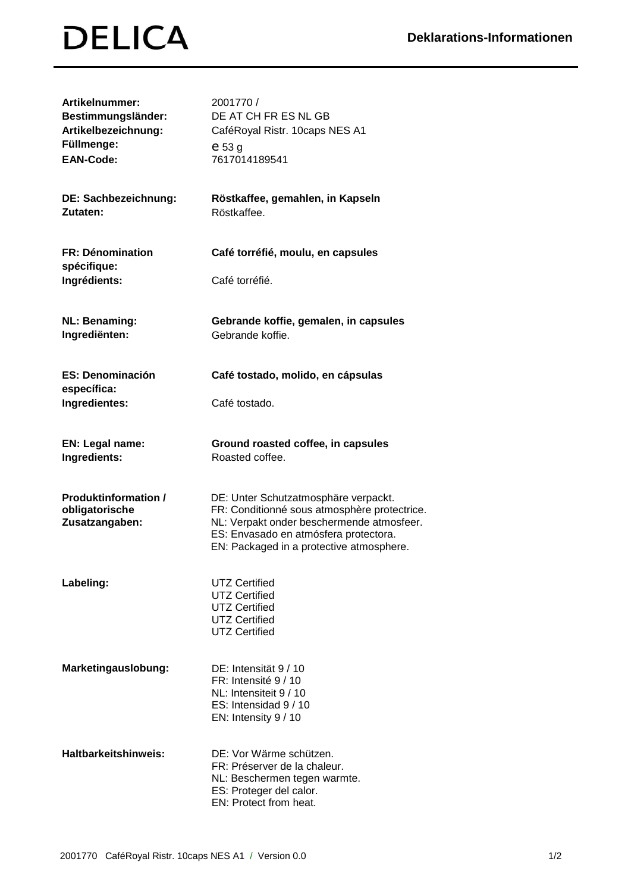# DELICA

## Deklarations-Informationen

| | |
|---|---|
| **Artikelnummer:** | 2001770 / |
| **Bestimmungsländer:** | DE AT CH FR ES NL GB |
| **Artikelbezeichnung:** | CaféRoyal Ristr. 10caps NES A1 |
| **Füllmenge:** | e 53 g |
| **EAN-Code:** | 7617014189541 |

| | |
|---|---|
| **DE: Sachbezeichnung:** | **Röstkaffee, gemahlen, in Kapseln** |
| **Zutaten:** | Röstkaffee. |
| **FR: Dénomination spécifique:** | **Café torréfié, moulu, en capsules** |
| **Ingrédients:** | Café torréfié. |
| **NL: Benaming:** | **Gebrande koffie, gemalen, in capsules** |
| **Ingrediënten:** | Gebrande koffie. |
| **ES: Denominación específica:** | **Café tostado, molido, en cápsulas** |
| **Ingredientes:** | Café tostado. |
| **EN: Legal name:** | **Ground roasted coffee, in capsules** |
| **Ingredients:** | Roasted coffee. |

| | |
|---|---|
| **Produktinformation / obligatorische Zusatzangaben:** | DE: Unter Schutzatmosphäre verpackt.<br>FR: Conditionné sous atmosphère protectrice.<br>NL: Verpakt onder beschermende atmosfeer.<br>ES: Envasado en atmósfera protectora.<br>EN: Packaged in a protective atmosphere. |
| **Labeling:** | UTZ Certified<br>UTZ Certified<br>UTZ Certified<br>UTZ Certified<br>UTZ Certified |
| **Marketingauslobung:** | DE: Intensität 9 / 10<br>FR: Intensité 9 / 10<br>NL: Intensiteit 9 / 10<br>ES: Intensidad 9 / 10<br>EN: Intensity 9 / 10 |
| **Haltbarkeitshinweis:** | DE: Vor Wärme schützen.<br>FR: Préserver de la chaleur.<br>NL: Beschermen tegen warmte.<br>ES: Proteger del calor.<br>EN: Protect from heat. |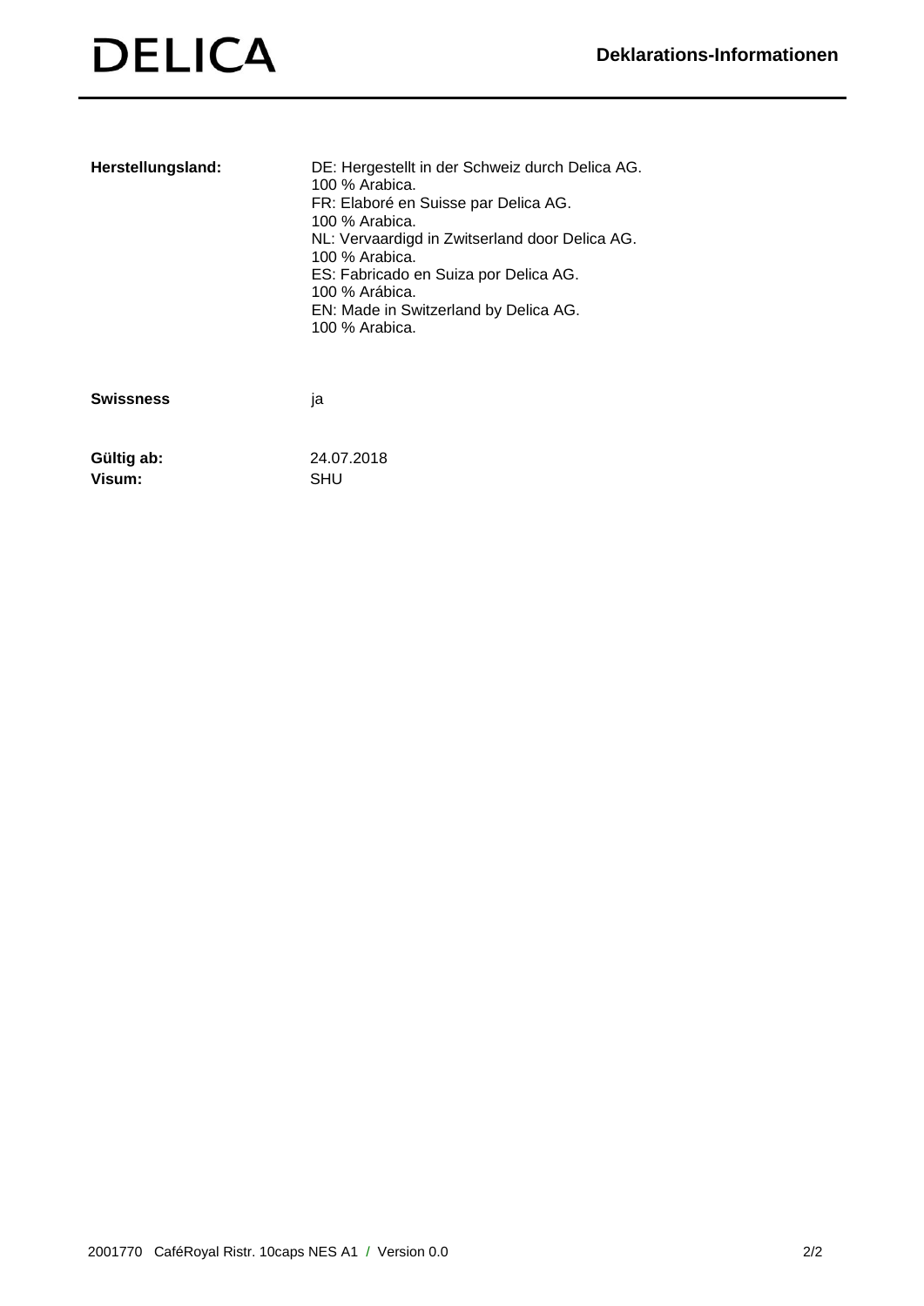| | |
|---|---|
| **Herstellungsland:** | DE: Hergestellt in der Schweiz durch Delica AG.<br>100 % Arabica.<br>FR: Elaboré en Suisse par Delica AG.<br>100 % Arabica.<br>NL: Vervaardigd in Zwitserland door Delica AG.<br>100 % Arabica.<br>ES: Fabricado en Suiza por Delica AG.<br>100 % Arábica.<br>EN: Made in Switzerland by Delica AG.<br>100 % Arabica. |
| **Swissness** | ja |
| **Gültig ab:** | 24.07.2018 |
| **Visum:** | SHU |